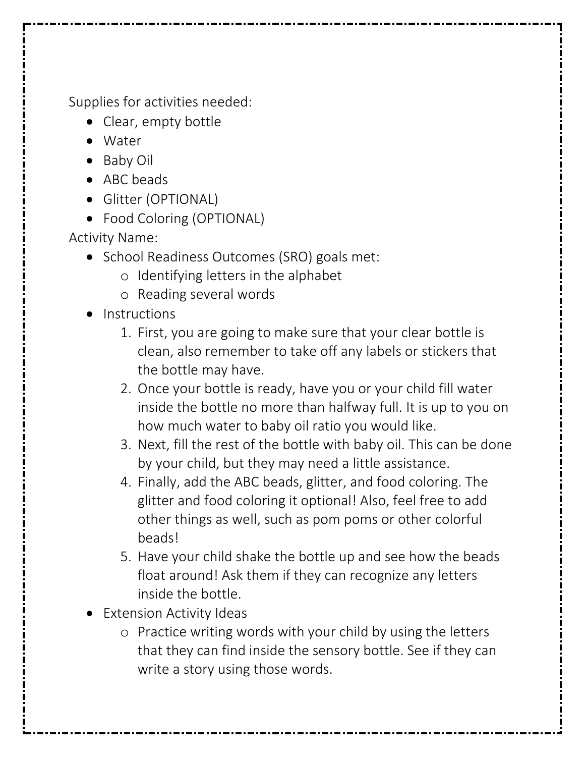Supplies for activities needed:

- Clear, empty bottle
- Water
- Baby Oil
- ABC beads
- Glitter (OPTIONAL)
- Food Coloring (OPTIONAL)

Activity Name:

- School Readiness Outcomes (SRO) goals met:
    - Identifying letters in the alphabet
    - Reading several words
- Instructions
    1. First, you are going to make sure that your clear bottle is clean, also remember to take off any labels or stickers that the bottle may have.
    2. Once your bottle is ready, have you or your child fill water inside the bottle no more than halfway full. It is up to you on how much water to baby oil ratio you would like.
    3. Next, fill the rest of the bottle with baby oil. This can be done by your child, but they may need a little assistance.
    4. Finally, add the ABC beads, glitter, and food coloring. The glitter and food coloring it optional! Also, feel free to add other things as well, such as pom poms or other colorful beads!
    5. Have your child shake the bottle up and see how the beads float around! Ask them if they can recognize any letters inside the bottle.
- Extension Activity Ideas
    - Practice writing words with your child by using the letters that they can find inside the sensory bottle. See if they can write a story using those words.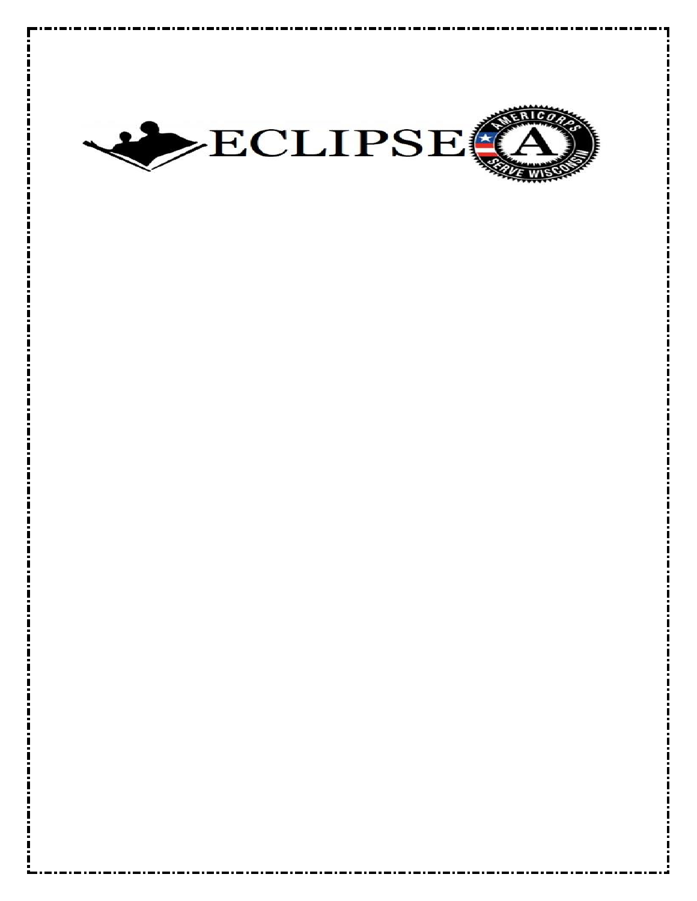ECLIPSE

AMERICORPS

SERVE WISCONSIN